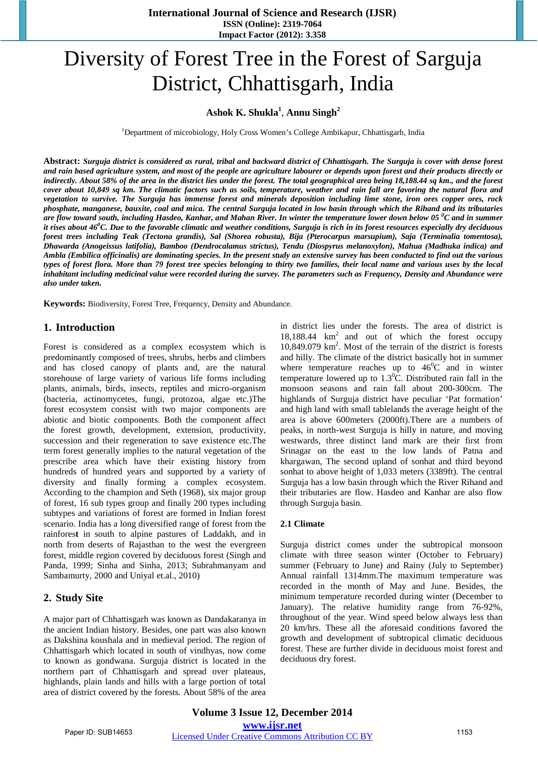// Diversity of Forest Tree in the Forest of Sarguja District, Chhattisgarh, India

**Ashok K. Shukla**[1], **Annu Singh**[2]

[1]Department of microbiology, Holy Cross Women's College Ambikapur, Chhattisgarh, India

**Abstract:** ***Surguja district is considered as rural, tribal and backward district of Chhattisgarh. The Surguja is cover with dense forest and rain based agriculture system, and most of the people are agriculture labourer or depends upon forest and their products directly or indirectly. About 58% of the area in the district lies under the forest. The total geographical area being 18,188.44 sq km., and the forest cover about 10,849 sq km. The climatic factors such as soils, temperature, weather and rain fall are favoring the natural flora and vegetation to survive. The Surguja has immense forest and minerals deposition including lime stone, iron ores copper ores, rock phosphate, manganese, bauxite, coal and mica. The central Surguja located in low basin through which the Rihand and its tributaries are flow toward south, including Hasdeo, Kanhar, and Mahan River. In winter the temperature lower down below 05 $^0$C and in summer it rises about 46$^0$C. Due to the favorable climatic and weather conditions, Surguja is rich in its forest resources especially dry deciduous forest trees including Teak (Tectona grandis), Sal (Shorea robusta), Bija (Pterocarpus marsupium), Saja (Terminalia tomentosa), Dhawarda (Anogeissus latifolia), Bamboo (Dendrocalamus strictus), Tendu (Diospyrus melanoxylon), Mahua (Madhuka indica) and Ambla (Embilica officinalis) are dominating species. In the present study an extensive survey has been conducted to find out the various types of forest flora. More than 79 forest tree species belonging to thirty two families, their local name and various uses by the local inhabitant including medicinal value were recorded during the survey. The parameters such as Frequency, Density and Abundance were also under taken.***

**Keywords:** Biodiversity, Forest Tree, Frequency, Density and Abundance.

## 1. Introduction

Forest is considered as a complex ecosystem which is predominantly composed of trees, shrubs, herbs and climbers and has closed canopy of plants and, are the natural storehouse of large variety of various life forms including plants, animals, birds, insects, reptiles and micro-organism (bacteria, actinomycetes, fungi, protozoa, algae etc.)The forest ecosystem consist with two major components are abiotic and biotic components. Both the component affect the forest growth, development, extension, productivity, succession and their regeneration to save existence etc.The term forest generally implies to the natural vegetation of the prescribe area which have their existing history from hundreds of hundred years and supported by a variety of diversity and finally forming a complex ecosystem. According to the champion and Seth (1968), six major group of forest, 16 sub types group and finally 200 types including subtypes and variations of forest are formed in Indian forest scenario. India has a long diversified range of forest from the rainforest in south to alpine pastures of Laddakh, and in north from deserts of Rajasthan to the west the evergreen forest, middle region covered by deciduous forest (Singh and Panda, 1999; Sinha and Sinha, 2013; Subrahmanyam and Sambamurty, 2000 and Uniyal et.al., 2010)

## 2. Study Site

A major part of Chhattisgarh was known as Dandakaranya in the ancient Indian history. Besides, one part was also known as Dakshina koushala and in medieval period. The region of Chhattisgarh which located in south of vindhyas, now come to known as gondwana. Surguja district is located in the northern part of Chhattisgarh and spread over plateaus, highlands, plain lands and hills with a large portion of total area of district covered by the forests. About 58% of the area in district lies under the forests. The area of district is 18,188.44 km$^2$ and out of which the forest occupy 10,849.079 km$^2$. Most of the terrain of the district is forests and hilly. The climate of the district basically hot in summer where temperature reaches up to 46$^0$C and in winter temperature lowered up to 1.3$^0$C. Distributed rain fall in the monsoon seasons and rain fall about 200-300cm. The highlands of Surguja district have peculiar 'Pat formation' and high land with small tablelands the average height of the area is above 600meters (2000ft).There are a numbers of peaks, in north-west Surguja is hilly in nature, and moving westwards, three distinct land mark are their first from Srinagar on the east to the low lands of Patna and khargawan, The second upland of sonhat and third beyond sonhat to above height of 1,033 meters (3389ft). The central Surguja has a low basin through which the River Rihand and their tributaries are flow. Hasdeo and Kanhar are also flow through Surguja basin.

### 2.1 Climate

Surguja district comes under the subtropical monsoon climate with three season winter (October to February) summer (February to June) and Rainy (July to September) Annual rainfall 1314mm.The maximum temperature was recorded in the month of May and June. Besides, the minimum temperature recorded during winter (December to January). The relative humidity range from 76-92%, throughout of the year. Wind speed below always less than 20 km/hrs. These all the aforesaid conditions favored the growth and development of subtropical climatic deciduous forest. These are further divide in deciduous moist forest and deciduous dry forest.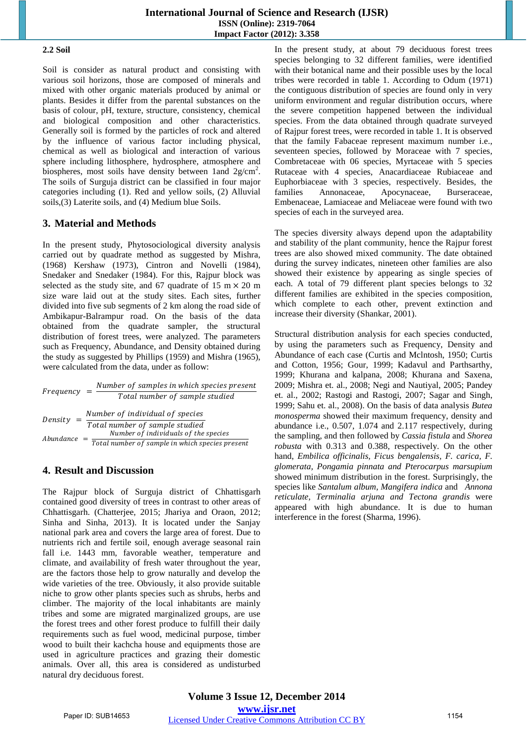### 2.2 Soil

Soil is consider as natural product and consisting with various soil horizons, those are composed of minerals and mixed with other organic materials produced by animal or plants. Besides it differ from the parental substances on the basis of colour, pH, texture, structure, consistency, chemical and biological composition and other characteristics. Generally soil is formed by the particles of rock and altered by the influence of various factor including physical, chemical as well as biological and interaction of various sphere including lithosphere, hydrosphere, atmosphere and biospheres, most soils have density between 1and 2g/cm$^2$. The soils of Surguja district can be classified in four major categories including (1). Red and yellow soils, (2) Alluvial soils,(3) Laterite soils, and (4) Medium blue Soils.

## 3. Material and Methods

In the present study, Phytosociological diversity analysis carried out by quadrate method as suggested by Mishra, (1968) Kershaw (1973), Cintron and Novelli (1984), Snedaker and Snedaker (1984). For this, Rajpur block was selected as the study site, and 67 quadrate of 15 m × 20 m size ware laid out at the study sites. Each sites, further divided into five sub segments of 2 km along the road side of Ambikapur-Balrampur road. On the basis of the data obtained from the quadrate sampler, the structural distribution of forest trees, were analyzed. The parameters such as Frequency, Abundance, and Density obtained during the study as suggested by Phillips (1959) and Mishra (1965), were calculated from the data, under as follow:

$$Frequency = \frac{Number\ of\ samples\ in\ which\ species\ present}{Total\ number\ of\ sample\ studied}$$

$$Density = \frac{Number\ of\ individual\ of\ species}{Total\ number\ of\ sample\ studied}$$

$$Abundance = \frac{Number\ of\ individuals\ of\ the\ species}{Total\ number\ of\ sample\ in\ which\ species\ present}$$

## 4. Result and Discussion

The Rajpur block of Surguja district of Chhattisgarh contained good diversity of trees in contrast to other areas of Chhattisgarh. (Chatterjee, 2015; Jhariya and Oraon, 2012; Sinha and Sinha, 2013). It is located under the Sanjay national park area and covers the large area of forest. Due to nutrients rich and fertile soil, enough average seasonal rain fall i.e. 1443 mm, favorable weather, temperature and climate, and availability of fresh water throughout the year, are the factors those help to grow naturally and develop the wide varieties of the tree. Obviously, it also provide suitable niche to grow other plants species such as shrubs, herbs and climber. The majority of the local inhabitants are mainly tribes and some are migrated marginalized groups, are use the forest trees and other forest produce to fulfill their daily requirements such as fuel wood, medicinal purpose, timber wood to built their kachcha house and equipments those are used in agriculture practices and grazing their domestic animals. Over all, this area is considered as undisturbed natural dry deciduous forest.

In the present study, at about 79 deciduous forest trees species belonging to 32 different families, were identified with their botanical name and their possible uses by the local tribes were recorded in table 1. According to Odum (1971) the contiguous distribution of species are found only in very uniform environment and regular distribution occurs, where the severe competition happened between the individual species. From the data obtained through quadrate surveyed of Rajpur forest trees, were recorded in table 1. It is observed that the family Fabaceae represent maximum number i.e., seventeen species, followed by Moraceae with 7 species, Combretaceae with 06 species, Myrtaceae with 5 species Rutaceae with 4 species, Anacardiaceae Rubiaceae and Euphorbiaceae with 3 species, respectively. Besides, the families Annonaceae, Apocynaceae, Burseraceae, Embenaceae, Lamiaceae and Meliaceae were found with two species of each in the surveyed area.

The species diversity always depend upon the adaptability and stability of the plant community, hence the Rajpur forest trees are also showed mixed community. The data obtained during the survey indicates, nineteen other families are also showed their existence by appearing as single species of each. A total of 79 different plant species belongs to 32 different families are exhibited in the species composition, which complete to each other, prevent extinction and increase their diversity (Shankar, 2001).

Structural distribution analysis for each species conducted, by using the parameters such as Frequency, Density and Abundance of each case (Curtis and Mclntosh, 1950; Curtis and Cotton, 1956; Gour, 1999; Kadavul and Parthsarthy, 1999; Khurana and kalpana, 2008; Khurana and Saxena, 2009; Mishra et. al., 2008; Negi and Nautiyal, 2005; Pandey et. al., 2002; Rastogi and Rastogi, 2007; Sagar and Singh, 1999; Sahu et. al., 2008). On the basis of data analysis *Butea monosperma* showed their maximum frequency, density and abundance i.e., 0.507, 1.074 and 2.117 respectively, during the sampling, and then followed by *Cassia fistula* and *Shorea robusta* with 0.313 and 0.388, respectively. On the other hand, *Embilica officinalis, Ficus bengalensis, F. carica, F. glomerata, Pongamia pinnata and Pterocarpus marsupium* showed minimum distribution in the forest. Surprisingly, the species like *Santalum album, Mangifera indica* and *Annona reticulate, Terminalia arjuna and Tectona grandis* were appeared with high abundance. It is due to human interference in the forest (Sharma, 1996).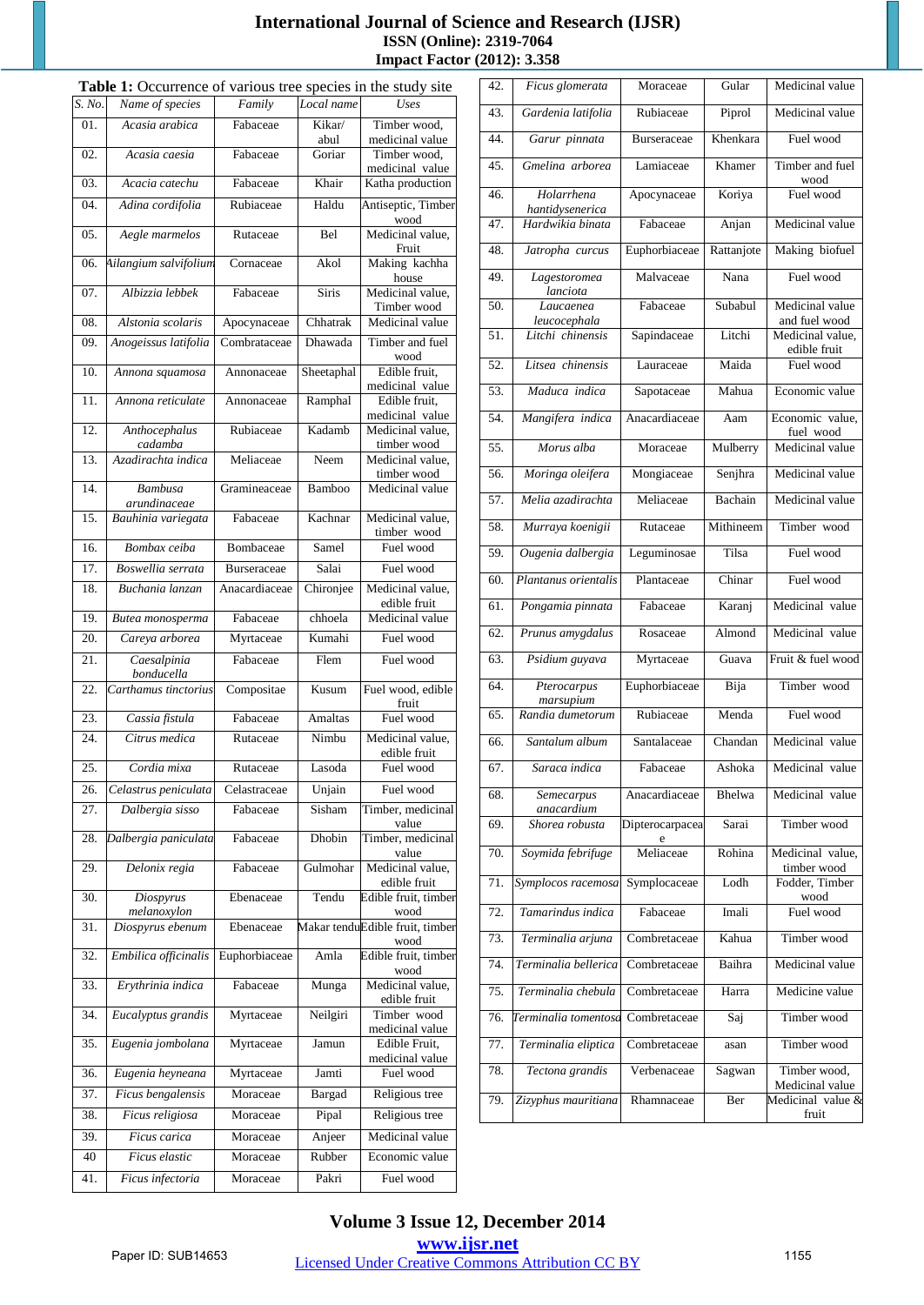**Table 1:** Occurrence of various tree species in the study site

| S. No. | Name of species | Family | Local name | Uses |
|---|---|---|---|---|
| 01. | *Acasia arabica* | Fabaceae | Kikar/ abul | Timber wood, medicinal value |
| 02. | *Acasia caesia* | Fabaceae | Goriar | Timber wood, medicinal value |
| 03. | *Acacia catechu* | Fabaceae | Khair | Katha production |
| 04. | *Adina cordifolia* | Rubiaceae | Haldu | Antiseptic, Timber wood |
| 05. | *Aegle marmelos* | Rutaceae | Bel | Medicinal value, Fruit |
| 06. | *Ailangium salvifolium* | Cornaceae | Akol | Making kachha house |
| 07. | *Albizzia lebbek* | Fabaceae | Siris | Medicinal value, Timber wood |
| 08. | *Alstonia scolaris* | Apocynaceae | Chhatrak | Medicinal value |
| 09. | *Anogeissus latifolia* | Combrataceae | Dhawada | Timber and fuel wood |
| 10. | *Annona squamosa* | Annonaceae | Sheetaphal | Edible fruit, medicinal value |
| 11. | *Annona reticulate* | Annonaceae | Ramphal | Edible fruit, medicinal value |
| 12. | *Anthocephalus cadamba* | Rubiaceae | Kadamb | Medicinal value, timber wood |
| 13. | *Azadirachta indica* | Meliaceae | Neem | Medicinal value, timber wood |
| 14. | *Bambusa arundinaceae* | Gramineaceae | Bamboo | Medicinal value |
| 15. | *Bauhinia variegata* | Fabaceae | Kachnar | Medicinal value, timber wood |
| 16. | *Bombax ceiba* | Bombaceae | Samel | Fuel wood |
| 17. | *Boswellia serrata* | Burseraceae | Salai | Fuel wood |
| 18. | *Buchania lanzan* | Anacardiaceae | Chironjee | Medicinal value, edible fruit |
| 19. | *Butea monosperma* | Fabaceae | chhoela | Medicinal value |
| 20. | *Careya arborea* | Myrtaceae | Kumahi | Fuel wood |
| 21. | *Caesalpinia bonducella* | Fabaceae | Flem | Fuel wood |
| 22. | *Carthamus tinctorius* | Compositae | Kusum | Fuel wood, edible fruit |
| 23. | *Cassia fistula* | Fabaceae | Amaltas | Fuel wood |
| 24. | *Citrus medica* | Rutaceae | Nimbu | Medicinal value, edible fruit |
| 25. | *Cordia mixa* | Rutaceae | Lasoda | Fuel wood |
| 26. | *Celastrus peniculata* | Celastraceae | Unjain | Fuel wood |
| 27. | *Dalbergia sisso* | Fabaceae | Sisham | Timber, medicinal value |
| 28. | *Dalbergia paniculata* | Fabaceae | Dhobin | Timber, medicinal value |
| 29. | *Delonix regia* | Fabaceae | Gulmohar | Medicinal value, edible fruit |
| 30. | *Diospyrus melanoxylon* | Ebenaceae | Tendu | Edible fruit, timber wood |
| 31. | *Diospyrus ebenum* | Ebenaceae | Makar tendu | Edible fruit, timber wood |
| 32. | *Embilica officinalis* | Euphorbiaceae | Amla | Edible fruit, timber wood |
| 33. | *Erythrinia indica* | Fabaceae | Munga | Medicinal value, edible fruit |
| 34. | *Eucalyptus grandis* | Myrtaceae | Neilgiri | Timber wood medicinal value |
| 35. | *Eugenia jombolana* | Myrtaceae | Jamun | Edible Fruit, medicinal value |
| 36. | *Eugenia heyneana* | Myrtaceae | Jamti | Fuel wood |
| 37. | *Ficus bengalensis* | Moraceae | Bargad | Religious tree |
| 38. | *Ficus religiosa* | Moraceae | Pipal | Religious tree |
| 39. | *Ficus carica* | Moraceae | Anjeer | Medicinal value |
| 40 | *Ficus elastic* | Moraceae | Rubber | Economic value |
| 41. | *Ficus infectoria* | Moraceae | Pakri | Fuel wood |
| 42. | *Ficus glomerata* | Moraceae | Gular | Medicinal value |
| 43. | *Gardenia latifolia* | Rubiaceae | Piprol | Medicinal value |
| 44. | *Garur pinnata* | Burseraceae | Khenkara | Fuel wood |
| 45. | *Gmelina arborea* | Lamiaceae | Khamer | Timber and fuel wood |
| 46. | *Holarrhena hantidysenerica* | Apocynaceae | Koriya | Fuel wood |
| 47. | *Hardwikia binata* | Fabaceae | Anjan | Medicinal value |
| 48. | *Jatropha curcus* | Euphorbiaceae | Rattanjote | Making biofuel |
| 49. | *Lagestoromea lanciota* | Malvaceae | Nana | Fuel wood |
| 50. | *Laucaenea leucocephala* | Fabaceae | Subabul | Medicinal value and fuel wood |
| 51. | *Litchi chinensis* | Sapindaceae | Litchi | Medicinal value, edible fruit |
| 52. | *Litsea chinensis* | Lauraceae | Maida | Fuel wood |
| 53. | *Maduca indica* | Sapotaceae | Mahua | Economic value |
| 54. | *Mangifera indica* | Anacardiaceae | Aam | Economic value, fuel wood |
| 55. | *Morus alba* | Moraceae | Mulberry | Medicinal value |
| 56. | *Moringa oleifera* | Mongiaceae | Senjhra | Medicinal value |
| 57. | *Melia azadirachta* | Meliaceae | Bachain | Medicinal value |
| 58. | *Murraya koenigii* | Rutaceae | Mithineem | Timber wood |
| 59. | *Ougenia dalbergia* | Leguminosae | Tilsa | Fuel wood |
| 60. | *Plantanus orientalis* | Plantaceae | Chinar | Fuel wood |
| 61. | *Pongamia pinnata* | Fabaceae | Karanj | Medicinal value |
| 62. | *Prunus amygdalus* | Rosaceae | Almond | Medicinal value |
| 63. | *Psidium guyava* | Myrtaceae | Guava | Fruit & fuel wood |
| 64. | *Pterocarpus marsupium* | Euphorbiaceae | Bija | Timber wood |
| 65. | *Randia dumetorum* | Rubiaceae | Menda | Fuel wood |
| 66. | *Santalum album* | Santalaceae | Chandan | Medicinal value |
| 67. | *Saraca indica* | Fabaceae | Ashoka | Medicinal value |
| 68. | *Semecarpus anacardium* | Anacardiaceae | Bhelwa | Medicinal value |
| 69. | *Shorea robusta* | Dipterocarpaceae | Sarai | Timber wood |
| 70. | *Soymida febrifuge* | Meliaceae | Rohina | Medicinal value, timber wood |
| 71. | *Symplocos racemosa* | Symplocaceae | Lodh | Fodder, Timber wood |
| 72. | *Tamarindus indica* | Fabaceae | Imali | Fuel wood |
| 73. | *Terminalia arjuna* | Combretaceae | Kahua | Timber wood |
| 74. | *Terminalia bellerica* | Combretaceae | Baihra | Medicinal value |
| 75. | *Terminalia chebula* | Combretaceae | Harra | Medicine value |
| 76. | *Terminalia tomentosa* | Combretaceae | Saj | Timber wood |
| 77. | *Terminalia eliptica* | Combretaceae | asan | Timber wood |
| 78. | *Tectona grandis* | Verbenaceae | Sagwan | Timber wood, Medicinal value |
| 79. | *Zizyphus mauritiana* | Rhamnaceae | Ber | Medicinal value & fruit |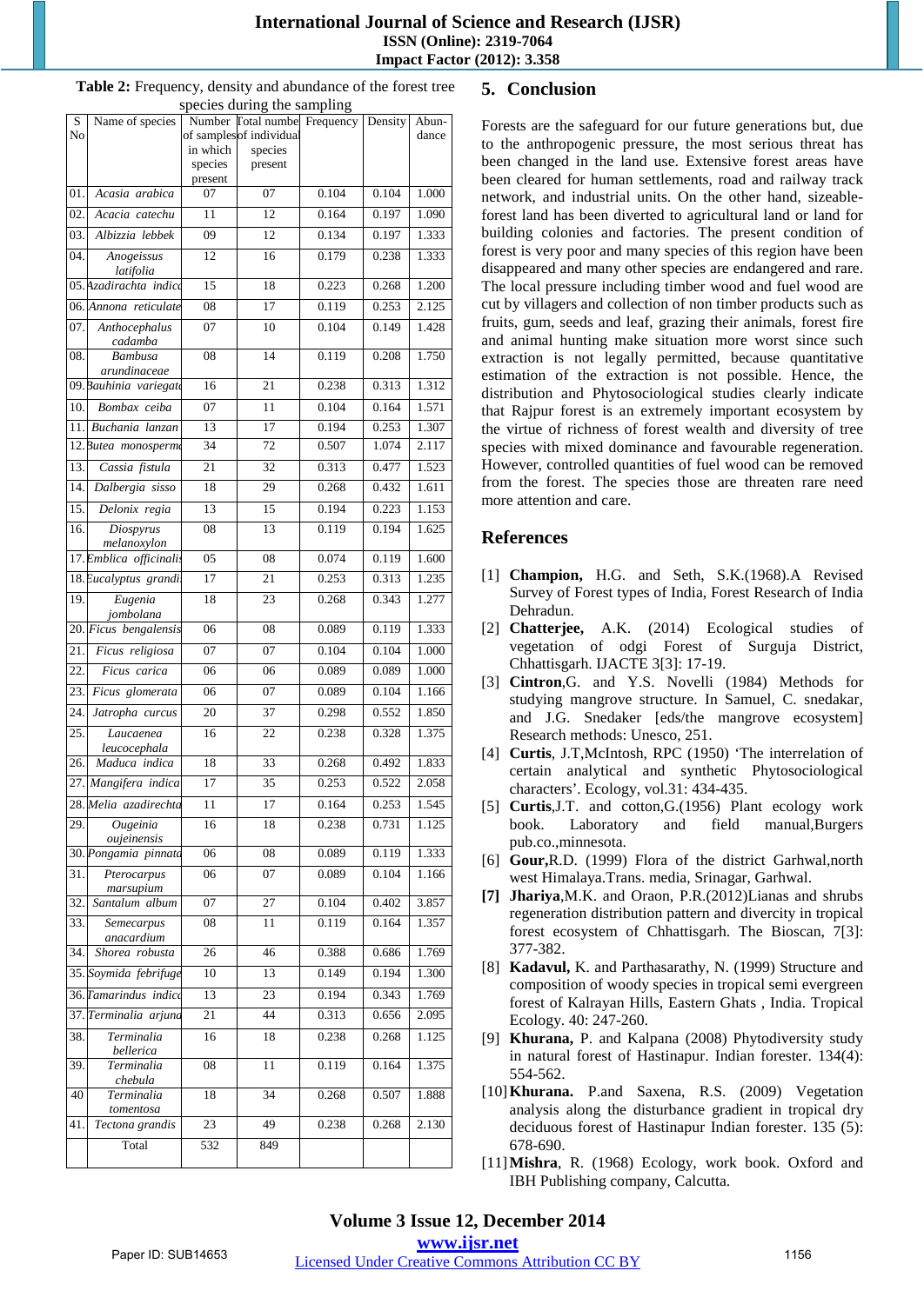**Table 2:** Frequency, density and abundance of the forest tree species during the sampling

| S No | Name of species | Number of samples in which species present | Total number of individual species present | Frequency | Density | Abundance |
|---|---|---|---|---|---|---|
| 01. | *Acasia arabica* | 07 | 07 | 0.104 | 0.104 | 1.000 |
| 02. | *Acacia catechu* | 11 | 12 | 0.164 | 0.197 | 1.090 |
| 03. | *Albizzia lebbek* | 09 | 12 | 0.134 | 0.197 | 1.333 |
| 04. | *Anogeissus latifolia* | 12 | 16 | 0.179 | 0.238 | 1.333 |
| 05. | *Azadirachta indica* | 15 | 18 | 0.223 | 0.268 | 1.200 |
| 06. | *Annona reticulate* | 08 | 17 | 0.119 | 0.253 | 2.125 |
| 07. | *Anthocephalus cadamba* | 07 | 10 | 0.104 | 0.149 | 1.428 |
| 08. | *Bambusa arundinaceae* | 08 | 14 | 0.119 | 0.208 | 1.750 |
| 09. | *Bauhinia variegata* | 16 | 21 | 0.238 | 0.313 | 1.312 |
| 10. | *Bombax ceiba* | 07 | 11 | 0.104 | 0.164 | 1.571 |
| 11. | *Buchania lanzan* | 13 | 17 | 0.194 | 0.253 | 1.307 |
| 12. | *Butea monosperma* | 34 | 72 | 0.507 | 1.074 | 2.117 |
| 13. | *Cassia fistula* | 21 | 32 | 0.313 | 0.477 | 1.523 |
| 14. | *Dalbergia sisso* | 18 | 29 | 0.268 | 0.432 | 1.611 |
| 15. | *Delonix regia* | 13 | 15 | 0.194 | 0.223 | 1.153 |
| 16. | *Diospyrus melanoxylon* | 08 | 13 | 0.119 | 0.194 | 1.625 |
| 17. | *Emblica officinalis* | 05 | 08 | 0.074 | 0.119 | 1.600 |
| 18. | *Eucalyptus grandis* | 17 | 21 | 0.253 | 0.313 | 1.235 |
| 19. | *Eugenia jombolana* | 18 | 23 | 0.268 | 0.343 | 1.277 |
| 20. | *Ficus bengalensis* | 06 | 08 | 0.089 | 0.119 | 1.333 |
| 21. | *Ficus religiosa* | 07 | 07 | 0.104 | 0.104 | 1.000 |
| 22. | *Ficus carica* | 06 | 06 | 0.089 | 0.089 | 1.000 |
| 23. | *Ficus glomerata* | 06 | 07 | 0.089 | 0.104 | 1.166 |
| 24. | *Jatropha curcus* | 20 | 37 | 0.298 | 0.552 | 1.850 |
| 25. | *Laucaenea leucocephala* | 16 | 22 | 0.238 | 0.328 | 1.375 |
| 26. | *Maduca indica* | 18 | 33 | 0.268 | 0.492 | 1.833 |
| 27. | *Mangifera indica* | 17 | 35 | 0.253 | 0.522 | 2.058 |
| 28. | *Melia azadirechta* | 11 | 17 | 0.164 | 0.253 | 1.545 |
| 29. | *Ougeinia oujeinensis* | 16 | 18 | 0.238 | 0.731 | 1.125 |
| 30. | *Pongamia pinnata* | 06 | 08 | 0.089 | 0.119 | 1.333 |
| 31. | *Pterocarpus marsupium* | 06 | 07 | 0.089 | 0.104 | 1.166 |
| 32. | *Santalum album* | 07 | 27 | 0.104 | 0.402 | 3.857 |
| 33. | *Semecarpus anacardium* | 08 | 11 | 0.119 | 0.164 | 1.357 |
| 34. | *Shorea robusta* | 26 | 46 | 0.388 | 0.686 | 1.769 |
| 35. | *Soymida febrifuge* | 10 | 13 | 0.149 | 0.194 | 1.300 |
| 36. | *Tamarindus indica* | 13 | 23 | 0.194 | 0.343 | 1.769 |
| 37. | *Terminalia arjuna* | 21 | 44 | 0.313 | 0.656 | 2.095 |
| 38. | *Terminalia bellerica* | 16 | 18 | 0.238 | 0.268 | 1.125 |
| 39. | *Terminalia chebula* | 08 | 11 | 0.119 | 0.164 | 1.375 |
| 40 | *Terminalia tomentosa* | 18 | 34 | 0.268 | 0.507 | 1.888 |
| 41. | *Tectona grandis* | 23 | 49 | 0.238 | 0.268 | 2.130 |
| | Total | 532 | 849 | | | |

## 5. Conclusion

Forests are the safeguard for our future generations but, due to the anthropogenic pressure, the most serious threat has been changed in the land use. Extensive forest areas have been cleared for human settlements, road and railway track network, and industrial units. On the other hand, sizeable-forest land has been diverted to agricultural land or land for building colonies and factories. The present condition of forest is very poor and many species of this region have been disappeared and many other species are endangered and rare. The local pressure including timber wood and fuel wood are cut by villagers and collection of non timber products such as fruits, gum, seeds and leaf, grazing their animals, forest fire and animal hunting make situation more worst since such extraction is not legally permitted, because quantitative estimation of the extraction is not possible. Hence, the distribution and Phytosociological studies clearly indicate that Rajpur forest is an extremely important ecosystem by the virtue of richness of forest wealth and diversity of tree species with mixed dominance and favourable regeneration. However, controlled quantities of fuel wood can be removed from the forest. The species those are threaten rare need more attention and care.

## References

[1] **Champion,** H.G. and Seth, S.K.(1968).A Revised Survey of Forest types of India, Forest Research of India Dehradun.

[2] **Chatterjee,** A.K. (2014) Ecological studies of vegetation of odgi Forest of Surguja District, Chhattisgarh. IJACTE 3[3]: 17-19.

[3] **Cintron**,G. and Y.S. Novelli (1984) Methods for studying mangrove structure. In Samuel, C. snedakar, and J.G. Snedaker [eds/the mangrove ecosystem] Research methods: Unesco, 251.

[4] **Curtis**, J.T,McIntosh, RPC (1950) 'The interrelation of certain analytical and synthetic Phytosociological characters'. Ecology, vol.31: 434-435.

[5] **Curtis**,J.T. and cotton,G.(1956) Plant ecology work book. Laboratory and field manual,Burgers pub.co.,minnesota.

[6] **Gour**,R.D. (1999) Flora of the district Garhwal,north west Himalaya.Trans. media, Srinagar, Garhwal.

**[7]** **Jhariya**,M.K. and Oraon, P.R.(2012)Lianas and shrubs regeneration distribution pattern and divercity in tropical forest ecosystem of Chhattisgarh. The Bioscan, 7[3]: 377-382.

[8] **Kadavul,** K. and Parthasarathy, N. (1999) Structure and composition of woody species in tropical semi evergreen forest of Kalrayan Hills, Eastern Ghats , India. Tropical Ecology. 40: 247-260.

[9] **Khurana,** P. and Kalpana (2008) Phytodiversity study in natural forest of Hastinapur. Indian forester. 134(4): 554-562.

[10] **Khurana.** P.and Saxena, R.S. (2009) Vegetation analysis along the disturbance gradient in tropical dry deciduous forest of Hastinapur Indian forester. 135 (5): 678-690.

[11] **Mishra**, R. (1968) Ecology, work book. Oxford and IBH Publishing company, Calcutta.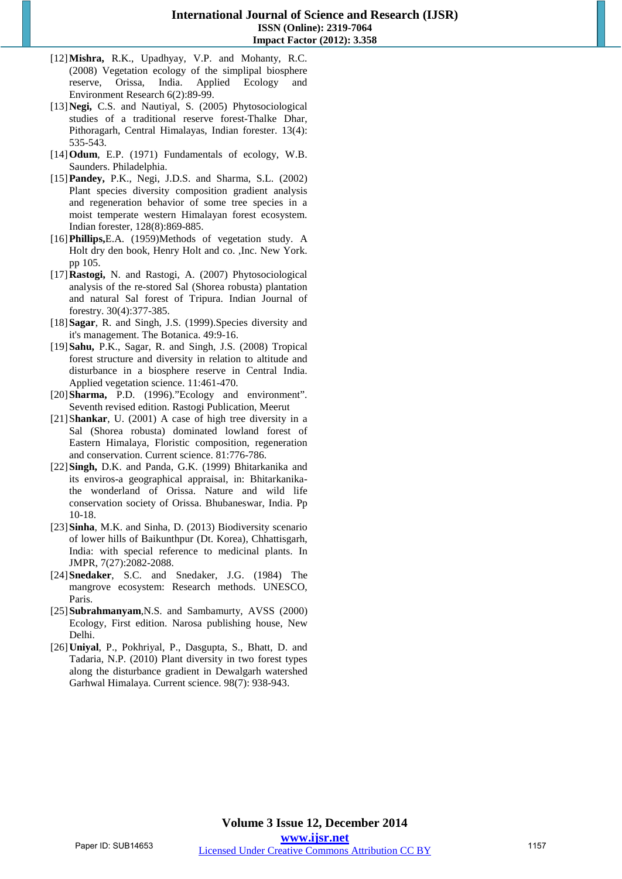[12] **Mishra,** R.K., Upadhyay, V.P. and Mohanty, R.C. (2008) Vegetation ecology of the simplipal biosphere reserve, Orissa, India. Applied Ecology and Environment Research 6(2):89-99.

[13] **Negi,** C.S. and Nautiyal, S. (2005) Phytosociological studies of a traditional reserve forest-Thalke Dhar, Pithoragarh, Central Himalayas, Indian forester. 13(4): 535-543.

[14] **Odum**, E.P. (1971) Fundamentals of ecology, W.B. Saunders. Philadelphia.

[15] **Pandey,** P.K., Negi, J.D.S. and Sharma, S.L. (2002) Plant species diversity composition gradient analysis and regeneration behavior of some tree species in a moist temperate western Himalayan forest ecosystem. Indian forester, 128(8):869-885.

[16] **Phillips,**E.A. (1959)Methods of vegetation study. A Holt dry den book, Henry Holt and co. ,Inc. New York. pp 105.

[17] **Rastogi,** N. and Rastogi, A. (2007) Phytosociological analysis of the re-stored Sal (Shorea robusta) plantation and natural Sal forest of Tripura. Indian Journal of forestry. 30(4):377-385.

[18] **Sagar**, R. and Singh, J.S. (1999).Species diversity and it's management. The Botanica. 49:9-16.

[19] **Sahu,** P.K., Sagar, R. and Singh, J.S. (2008) Tropical forest structure and diversity in relation to altitude and disturbance in a biosphere reserve in Central India. Applied vegetation science. 11:461-470.

[20] **Sharma,** P.D. (1996)."Ecology and environment". Seventh revised edition. Rastogi Publication, Meerut

[21] **Shankar**, U. (2001) A case of high tree diversity in a Sal (Shorea robusta) dominated lowland forest of Eastern Himalaya, Floristic composition, regeneration and conservation. Current science. 81:776-786.

[22] **Singh,** D.K. and Panda, G.K. (1999) Bhitarkanika and its enviros-a geographical appraisal, in: Bhitarkanika-the wonderland of Orissa. Nature and wild life conservation society of Orissa. Bhubaneswar, India. Pp 10-18.

[23] **Sinha**, M.K. and Sinha, D. (2013) Biodiversity scenario of lower hills of Baikunthpur (Dt. Korea), Chhattisgarh, India: with special reference to medicinal plants. In JMPR, 7(27):2082-2088.

[24] **Snedaker**, S.C. and Snedaker, J.G. (1984) The mangrove ecosystem: Research methods. UNESCO, Paris.

[25] **Subrahmanyam**,N.S. and Sambamurty, AVSS (2000) Ecology, First edition. Narosa publishing house, New Delhi.

[26] **Uniyal**, P., Pokhriyal, P., Dasgupta, S., Bhatt, D. and Tadaria, N.P. (2010) Plant diversity in two forest types along the disturbance gradient in Dewalgarh watershed Garhwal Himalaya. Current science. 98(7): 938-943.